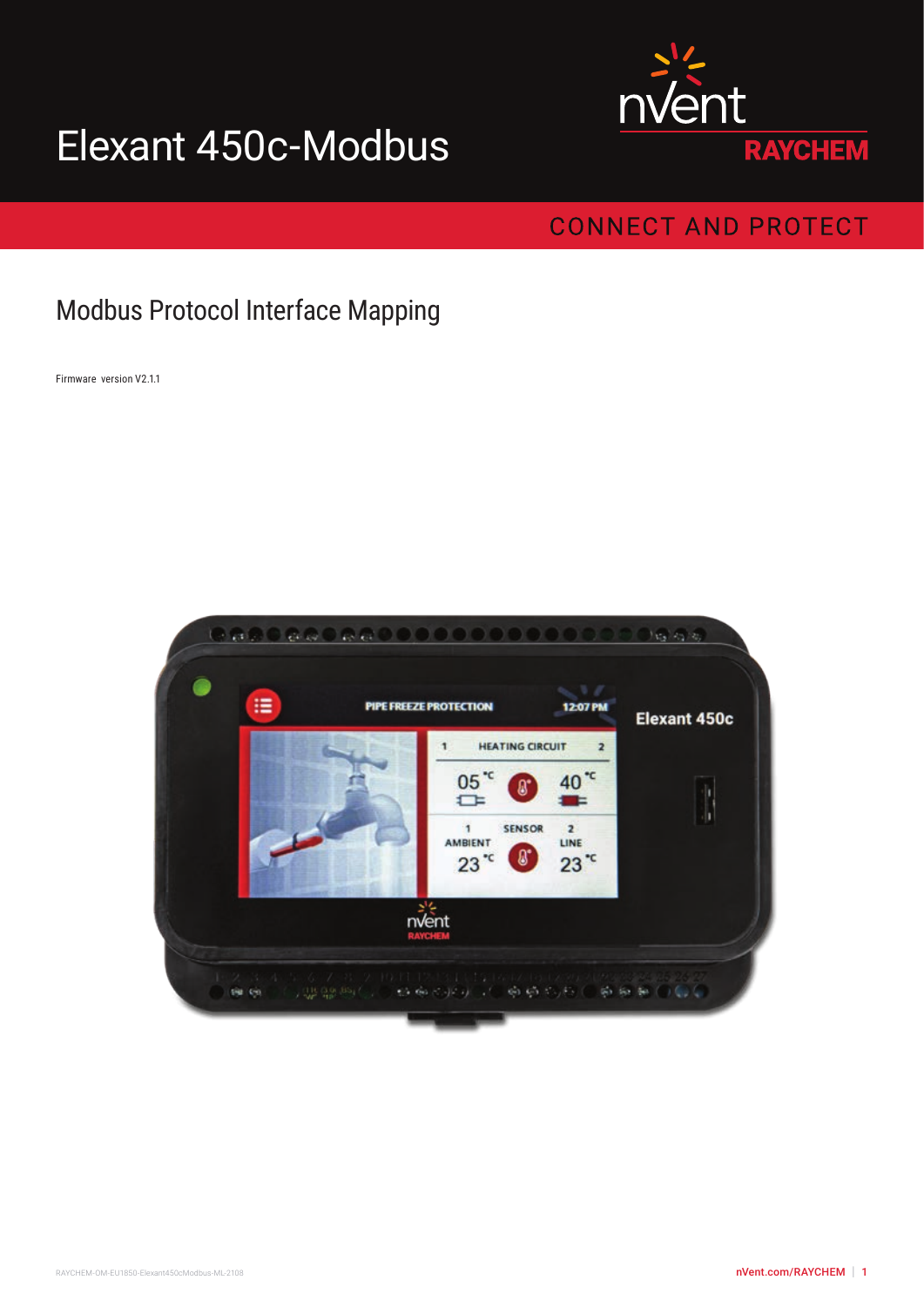# Elexant 450c-Modbus

nVent RAYCHEM

CONNECT AND PROTECT

## Modbus Protocol Interface Mapping

Firmware version V2.1.1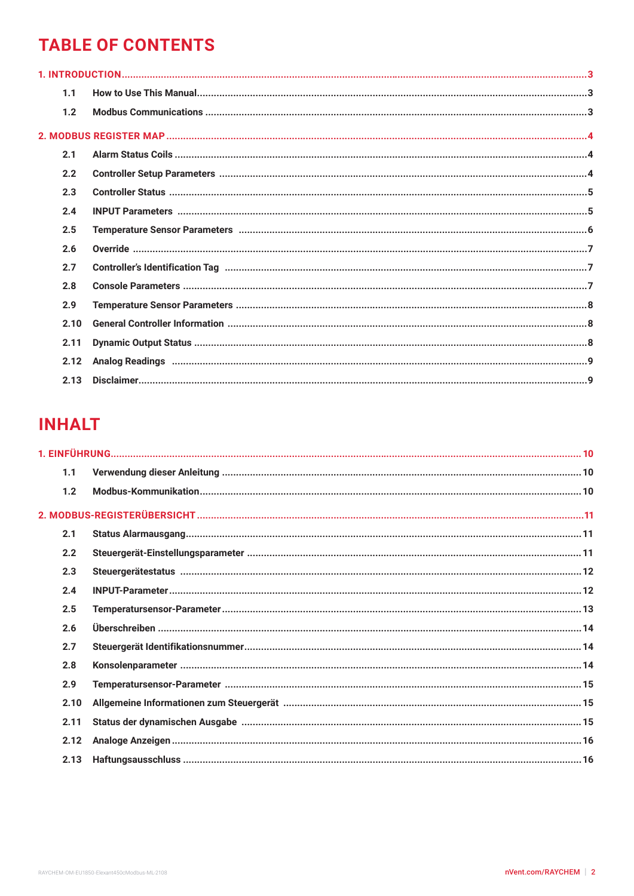# TABLE OF CONTENTS

**1. INTRODUCTION** ..... 3

- **1.1 How to Use This Manual** ..... 3
- **1.2 Modbus Communications** ..... 3

**2. MODBUS REGISTER MAP** ..... 4

- **2.1 Alarm Status Coils** ..... 4
- **2.2 Controller Setup Parameters** ..... 4
- **2.3 Controller Status** ..... 5
- **2.4 INPUT Parameters** ..... 5
- **2.5 Temperature Sensor Parameters** ..... 6
- **2.6 Override** ..... 7
- **2.7 Controller's Identification Tag** ..... 7
- **2.8 Console Parameters** ..... 7
- **2.9 Temperature Sensor Parameters** ..... 8
- **2.10 General Controller Information** ..... 8
- **2.11 Dynamic Output Status** ..... 8
- **2.12 Analog Readings** ..... 9
- **2.13 Disclaimer** ..... 9

# INHALT

**1. EINFÜHRUNG** ..... 10

- **1.1 Verwendung dieser Anleitung** ..... 10
- **1.2 Modbus-Kommunikation** ..... 10

**2. MODBUS-REGISTERÜBERSICHT** ..... 11

- **2.1 Status Alarmausgang** ..... 11
- **2.2 Steuergerät-Einstellungsparameter** ..... 11
- **2.3 Steuergerätestatus** ..... 12
- **2.4 INPUT-Parameter** ..... 12
- **2.5 Temperatursensor-Parameter** ..... 13
- **2.6 Überschreiben** ..... 14
- **2.7 Steuergerät Identifikationsnummer** ..... 14
- **2.8 Konsolenparameter** ..... 14
- **2.9 Temperatursensor-Parameter** ..... 15
- **2.10 Allgemeine Informationen zum Steuergerät** ..... 15
- **2.11 Status der dynamischen Ausgabe** ..... 15
- **2.12 Analoge Anzeigen** ..... 16
- **2.13 Haftungsausschluss** ..... 16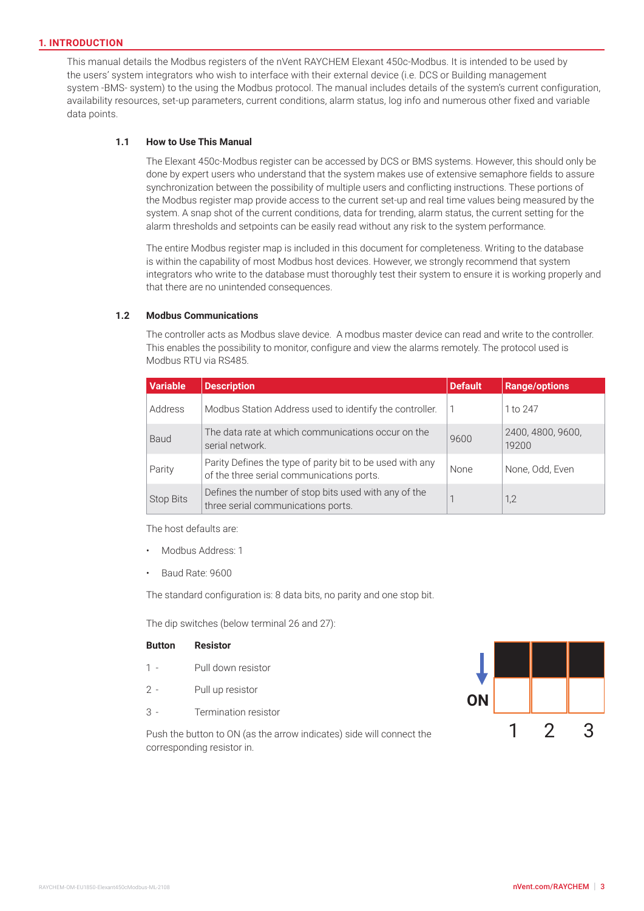## 1. INTRODUCTION

This manual details the Modbus registers of the nVent RAYCHEM Elexant 450c-Modbus. It is intended to be used by the users' system integrators who wish to interface with their external device (i.e. DCS or Building management system -BMS- system) to the using the Modbus protocol. The manual includes details of the system's current configuration, availability resources, set-up parameters, current conditions, alarm status, log info and numerous other fixed and variable data points.

### 1.1 How to Use This Manual

The Elexant 450c-Modbus register can be accessed by DCS or BMS systems. However, this should only be done by expert users who understand that the system makes use of extensive semaphore fields to assure synchronization between the possibility of multiple users and conflicting instructions. These portions of the Modbus register map provide access to the current set-up and real time values being measured by the system. A snap shot of the current conditions, data for trending, alarm status, the current setting for the alarm thresholds and setpoints can be easily read without any risk to the system performance.

The entire Modbus register map is included in this document for completeness. Writing to the database is within the capability of most Modbus host devices. However, we strongly recommend that system integrators who write to the database must thoroughly test their system to ensure it is working properly and that there are no unintended consequences.

### 1.2 Modbus Communications

The controller acts as Modbus slave device. A modbus master device can read and write to the controller. This enables the possibility to monitor, configure and view the alarms remotely. The protocol used is Modbus RTU via RS485.

| Variable | Description | Default | Range/options |
|---|---|---|---|
| Address | Modbus Station Address used to identify the controller. | 1 | 1 to 247 |
| Baud | The data rate at which communications occur on the serial network. | 9600 | 2400, 4800, 9600, 19200 |
| Parity | Parity Defines the type of parity bit to be used with any of the three serial communications ports. | None | None, Odd, Even |
| Stop Bits | Defines the number of stop bits used with any of the three serial communications ports. | 1 | 1,2 |

The host defaults are:

- Modbus Address: 1
- Baud Rate: 9600

The standard configuration is: 8 data bits, no parity and one stop bit.

The dip switches (below terminal 26 and 27):

| Button | Resistor |
|---|---|
| 1 - | Pull down resistor |
| 2 - | Pull up resistor |
| 3 - | Termination resistor |

Push the button to ON (as the arrow indicates) side will connect the corresponding resistor in.

ON

1 2 3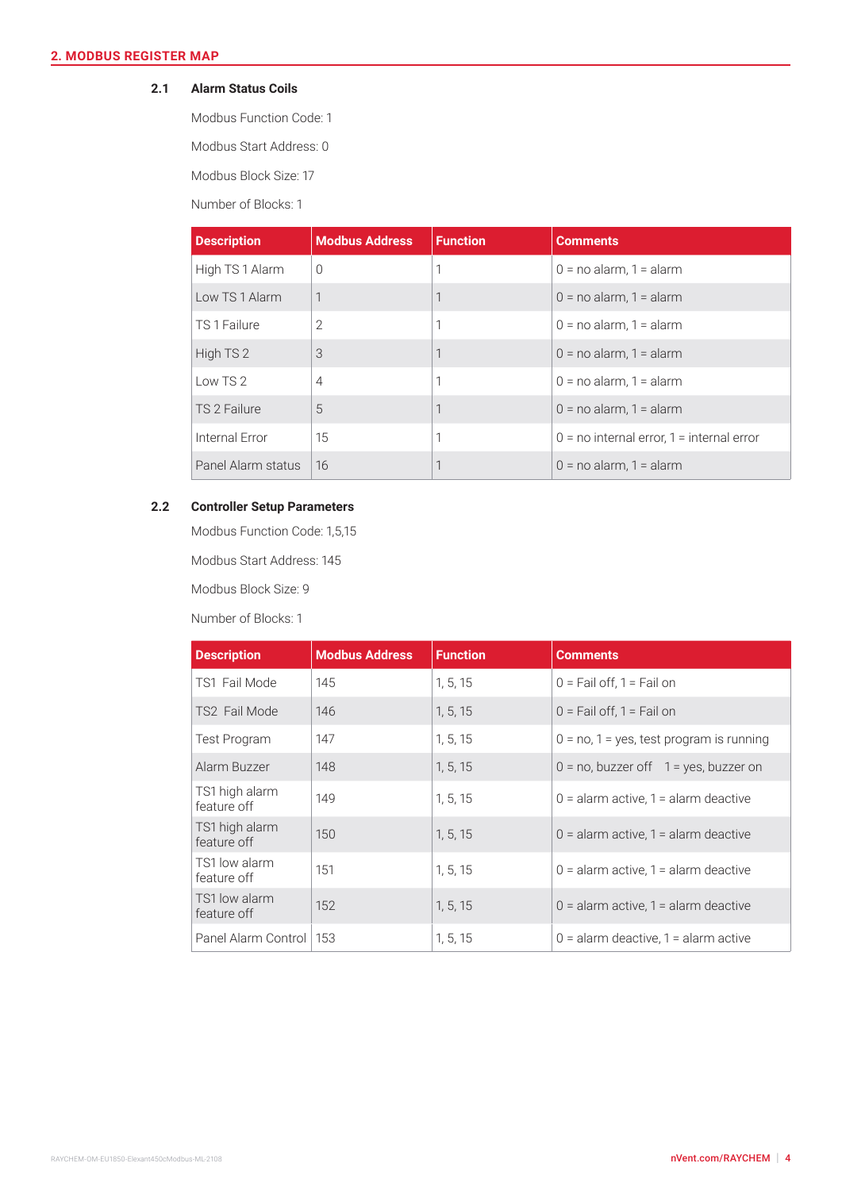## 2. MODBUS REGISTER MAP

### 2.1 Alarm Status Coils

Modbus Function Code: 1

Modbus Start Address: 0

Modbus Block Size: 17

Number of Blocks: 1

| Description | Modbus Address | Function | Comments |
|---|---|---|---|
| High TS 1 Alarm | 0 | 1 | 0 = no alarm, 1 = alarm |
| Low TS 1 Alarm | 1 | 1 | 0 = no alarm, 1 = alarm |
| TS 1 Failure | 2 | 1 | 0 = no alarm, 1 = alarm |
| High TS 2 | 3 | 1 | 0 = no alarm, 1 = alarm |
| Low TS 2 | 4 | 1 | 0 = no alarm, 1 = alarm |
| TS 2 Failure | 5 | 1 | 0 = no alarm, 1 = alarm |
| Internal Error | 15 | 1 | 0 = no internal error, 1 = internal error |
| Panel Alarm status | 16 | 1 | 0 = no alarm, 1 = alarm |

### 2.2 Controller Setup Parameters

Modbus Function Code: 1,5,15

Modbus Start Address: 145

Modbus Block Size: 9

Number of Blocks: 1

| Description | Modbus Address | Function | Comments |
|---|---|---|---|
| TS1 Fail Mode | 145 | 1, 5, 15 | 0 = Fail off, 1 = Fail on |
| TS2 Fail Mode | 146 | 1, 5, 15 | 0 = Fail off, 1 = Fail on |
| Test Program | 147 | 1, 5, 15 | 0 = no, 1 = yes, test program is running |
| Alarm Buzzer | 148 | 1, 5, 15 | 0 = no, buzzer off 1 = yes, buzzer on |
| TS1 high alarm feature off | 149 | 1, 5, 15 | 0 = alarm active, 1 = alarm deactive |
| TS1 high alarm feature off | 150 | 1, 5, 15 | 0 = alarm active, 1 = alarm deactive |
| TS1 low alarm feature off | 151 | 1, 5, 15 | 0 = alarm active, 1 = alarm deactive |
| TS1 low alarm feature off | 152 | 1, 5, 15 | 0 = alarm active, 1 = alarm deactive |
| Panel Alarm Control | 153 | 1, 5, 15 | 0 = alarm deactive, 1 = alarm active |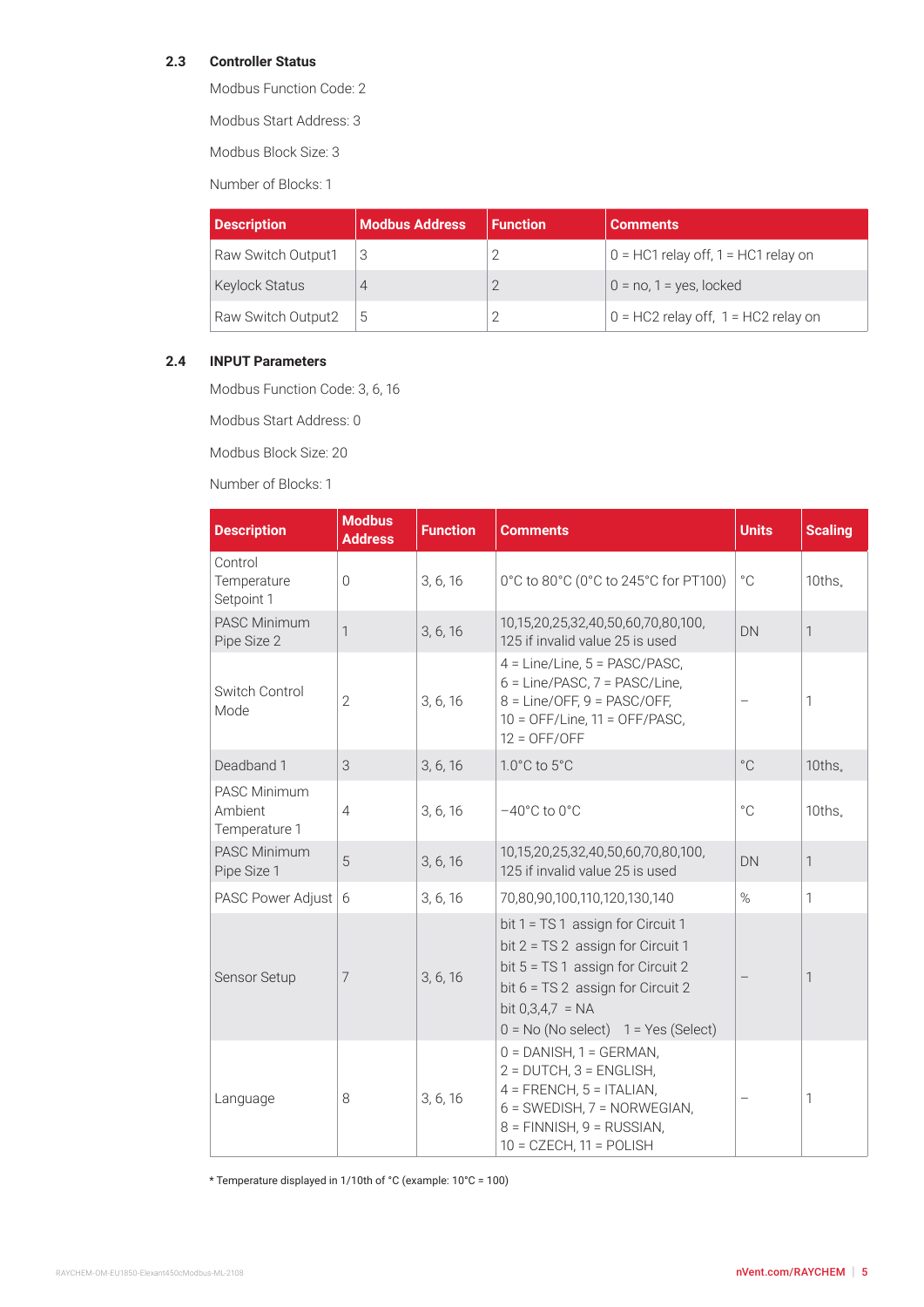## 2.3 Controller Status

Modbus Function Code: 2

Modbus Start Address: 3

Modbus Block Size: 3

Number of Blocks: 1

| Description | Modbus Address | Function | Comments |
|---|---|---|---|
| Raw Switch Output1 | 3 | 2 | 0 = HC1 relay off, 1 = HC1 relay on |
| Keylock Status | 4 | 2 | 0 = no, 1 = yes, locked |
| Raw Switch Output2 | 5 | 2 | 0 = HC2 relay off, 1 = HC2 relay on |

## 2.4 INPUT Parameters

Modbus Function Code: 3, 6, 16

Modbus Start Address: 0

Modbus Block Size: 20

Number of Blocks: 1

| Description | Modbus Address | Function | Comments | Units | Scaling |
|---|---|---|---|---|---|
| Control Temperature Setpoint 1 | 0 | 3, 6, 16 | 0°C to 80°C (0°C to 245°C for PT100) | °C | 10ths* |
| PASC Minimum Pipe Size 2 | 1 | 3, 6, 16 | 10,15,20,25,32,40,50,60,70,80,100, 125 if invalid value 25 is used | DN | 1 |
| Switch Control Mode | 2 | 3, 6, 16 | 4 = Line/Line, 5 = PASC/PASC, 6 = Line/PASC, 7 = PASC/Line, 8 = Line/OFF, 9 = PASC/OFF, 10 = OFF/Line, 11 = OFF/PASC, 12 = OFF/OFF | – | 1 |
| Deadband 1 | 3 | 3, 6, 16 | 1.0°C to 5°C | °C | 10ths* |
| PASC Minimum Ambient Temperature 1 | 4 | 3, 6, 16 | −40°C to 0°C | °C | 10ths* |
| PASC Minimum Pipe Size 1 | 5 | 3, 6, 16 | 10,15,20,25,32,40,50,60,70,80,100, 125 if invalid value 25 is used | DN | 1 |
| PASC Power Adjust | 6 | 3, 6, 16 | 70,80,90,100,110,120,130,140 | % | 1 |
| Sensor Setup | 7 | 3, 6, 16 | bit 1 = TS 1 assign for Circuit 1<br>bit 2 = TS 2 assign for Circuit 1<br>bit 5 = TS 1 assign for Circuit 2<br>bit 6 = TS 2 assign for Circuit 2<br>bit 0,3,4,7 = NA<br>0 = No (No select) 1 = Yes (Select) | – | 1 |
| Language | 8 | 3, 6, 16 | 0 = DANISH, 1 = GERMAN, 2 = DUTCH, 3 = ENGLISH, 4 = FRENCH, 5 = ITALIAN, 6 = SWEDISH, 7 = NORWEGIAN, 8 = FINNISH, 9 = RUSSIAN, 10 = CZECH, 11 = POLISH | – | 1 |

\* Temperature displayed in 1/10th of °C (example: 10°C = 100)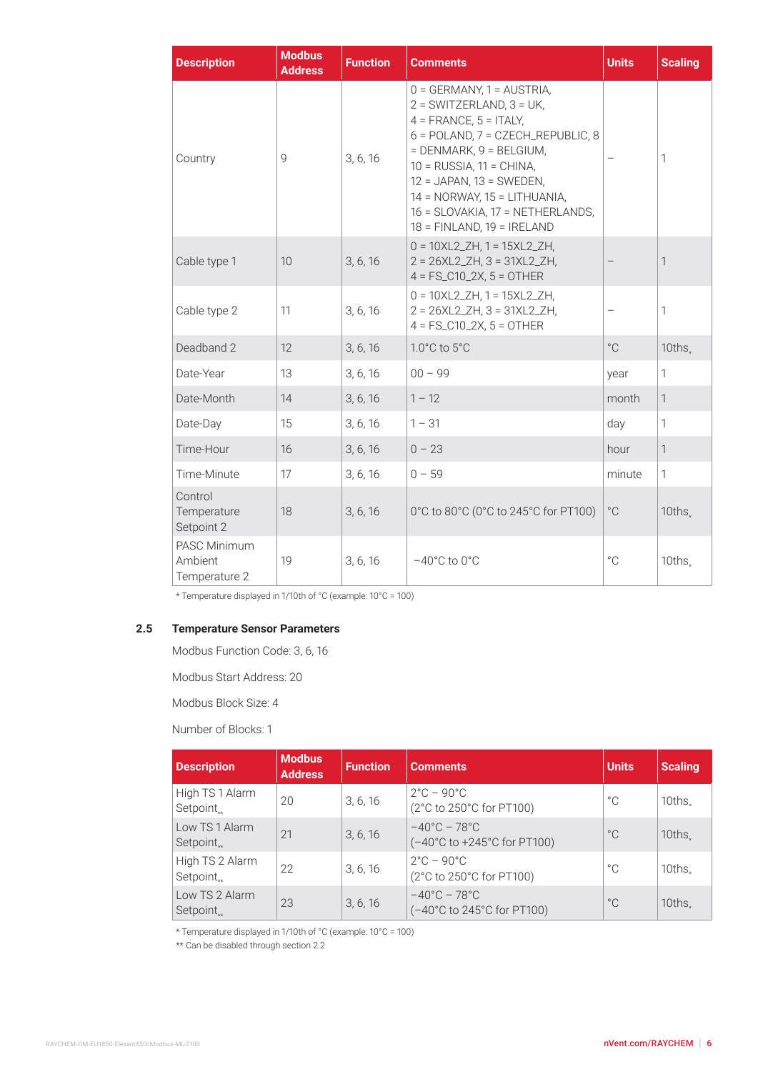| Description | Modbus Address | Function | Comments | Units | Scaling |
|---|---|---|---|---|---|
| Country | 9 | 3, 6, 16 | 0 = GERMANY, 1 = AUSTRIA, 2 = SWITZERLAND, 3 = UK, 4 = FRANCE, 5 = ITALY, 6 = POLAND, 7 = CZECH_REPUBLIC, 8 = DENMARK, 9 = BELGIUM, 10 = RUSSIA, 11 = CHINA, 12 = JAPAN, 13 = SWEDEN, 14 = NORWAY, 15 = LITHUANIA, 16 = SLOVAKIA, 17 = NETHERLANDS, 18 = FINLAND, 19 = IRELAND | – | 1 |
| Cable type 1 | 10 | 3, 6, 16 | 0 = 10XL2_ZH, 1 = 15XL2_ZH, 2 = 26XL2_ZH, 3 = 31XL2_ZH, 4 = FS_C10_2X, 5 = OTHER | – | 1 |
| Cable type 2 | 11 | 3, 6, 16 | 0 = 10XL2_ZH, 1 = 15XL2_ZH, 2 = 26XL2_ZH, 3 = 31XL2_ZH, 4 = FS_C10_2X, 5 = OTHER | – | 1 |
| Deadband 2 | 12 | 3, 6, 16 | 1.0°C to 5°C | °C | 10ths* |
| Date-Year | 13 | 3, 6, 16 | 00 – 99 | year | 1 |
| Date-Month | 14 | 3, 6, 16 | 1 – 12 | month | 1 |
| Date-Day | 15 | 3, 6, 16 | 1 – 31 | day | 1 |
| Time-Hour | 16 | 3, 6, 16 | 0 – 23 | hour | 1 |
| Time-Minute | 17 | 3, 6, 16 | 0 – 59 | minute | 1 |
| Control Temperature Setpoint 2 | 18 | 3, 6, 16 | 0°C to 80°C (0°C to 245°C for PT100) | °C | 10ths* |
| PASC Minimum Ambient Temperature 2 | 19 | 3, 6, 16 | −40°C to 0°C | °C | 10ths* |

* Temperature displayed in 1/10th of °C (example: 10°C = 100)

## 2.5 Temperature Sensor Parameters

Modbus Function Code: 3, 6, 16

Modbus Start Address: 20

Modbus Block Size: 4

Number of Blocks: 1

| Description | Modbus Address | Function | Comments | Units | Scaling |
|---|---|---|---|---|---|
| High TS 1 Alarm Setpoint** | 20 | 3, 6, 16 | 2°C – 90°C (2°C to 250°C for PT100) | °C | 10ths* |
| Low TS 1 Alarm Setpoint** | 21 | 3, 6, 16 | −40°C – 78°C (−40°C to +245°C for PT100) | °C | 10ths* |
| High TS 2 Alarm Setpoint** | 22 | 3, 6, 16 | 2°C – 90°C (2°C to 250°C for PT100) | °C | 10ths* |
| Low TS 2 Alarm Setpoint** | 23 | 3, 6, 16 | −40°C – 78°C (−40°C to 245°C for PT100) | °C | 10ths* |

* Temperature displayed in 1/10th of °C (example: 10°C = 100)

** Can be disabled through section 2.2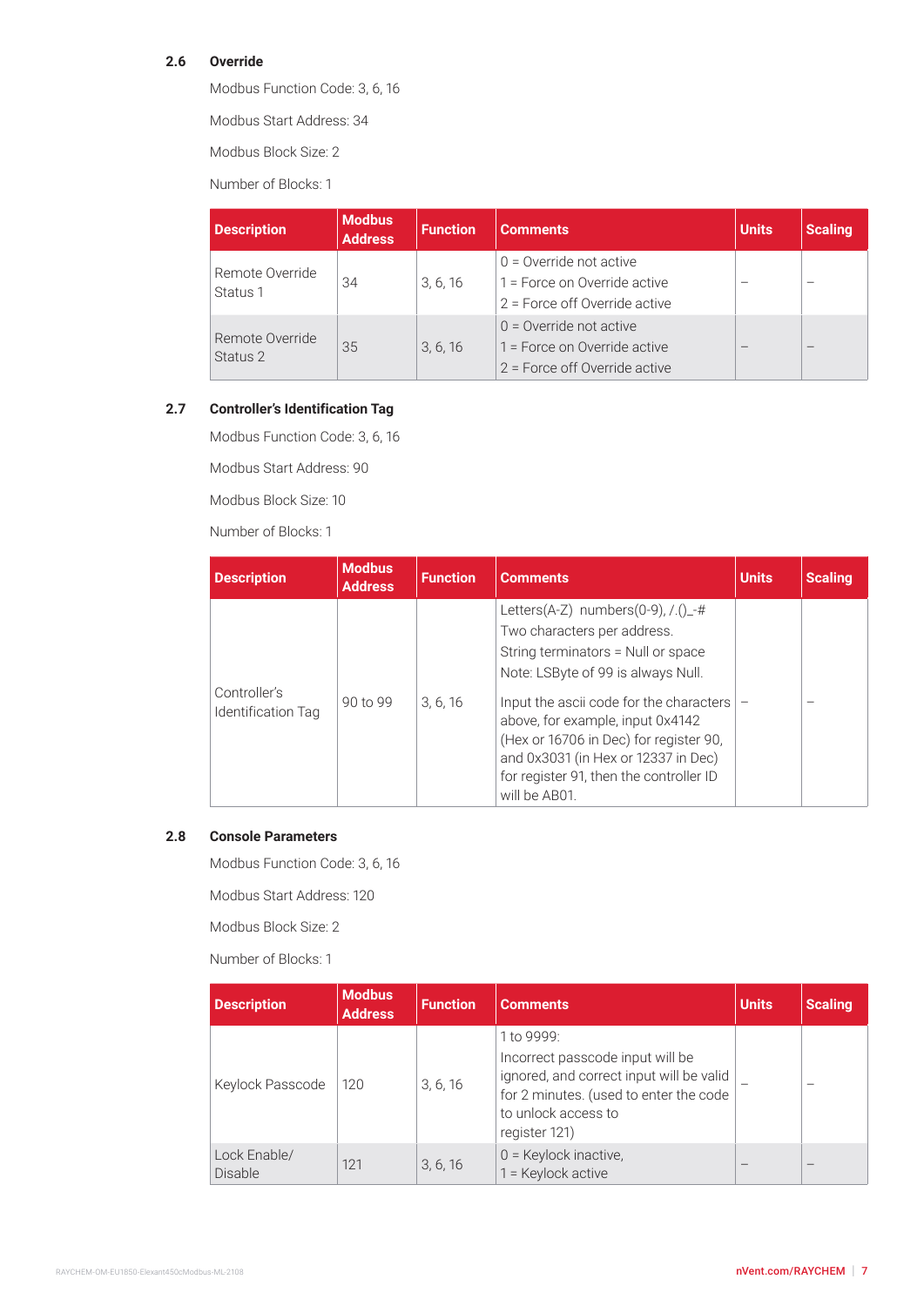## 2.6 Override

Modbus Function Code: 3, 6, 16

Modbus Start Address: 34

Modbus Block Size: 2

Number of Blocks: 1

| Description | Modbus Address | Function | Comments | Units | Scaling |
|---|---|---|---|---|---|
| Remote Override Status 1 | 34 | 3, 6, 16 | 0 = Override not active<br>1 = Force on Override active<br>2 = Force off Override active | – | – |
| Remote Override Status 2 | 35 | 3, 6, 16 | 0 = Override not active<br>1 = Force on Override active<br>2 = Force off Override active | – | – |

## 2.7 Controller's Identification Tag

Modbus Function Code: 3, 6, 16

Modbus Start Address: 90

Modbus Block Size: 10

Number of Blocks: 1

| Description | Modbus Address | Function | Comments | Units | Scaling |
|---|---|---|---|---|---|
| Controller's Identification Tag | 90 to 99 | 3, 6, 16 | Letters(A-Z) numbers(0-9), /.()_-#<br>Two characters per address.<br>String terminators = Null or space<br>Note: LSByte of 99 is always Null.<br>Input the ascii code for the characters above, for example, input 0x4142 (Hex or 16706 in Dec) for register 90, and 0x3031 (in Hex or 12337 in Dec) for register 91, then the controller ID will be AB01. | – | – |

## 2.8 Console Parameters

Modbus Function Code: 3, 6, 16

Modbus Start Address: 120

Modbus Block Size: 2

Number of Blocks: 1

| Description | Modbus Address | Function | Comments | Units | Scaling |
|---|---|---|---|---|---|
| Keylock Passcode | 120 | 3, 6, 16 | 1 to 9999:<br>Incorrect passcode input will be ignored, and correct input will be valid for 2 minutes. (used to enter the code to unlock access to register 121) | – | – |
| Lock Enable/ Disable | 121 | 3, 6, 16 | 0 = Keylock inactive,<br>1 = Keylock active | – | – |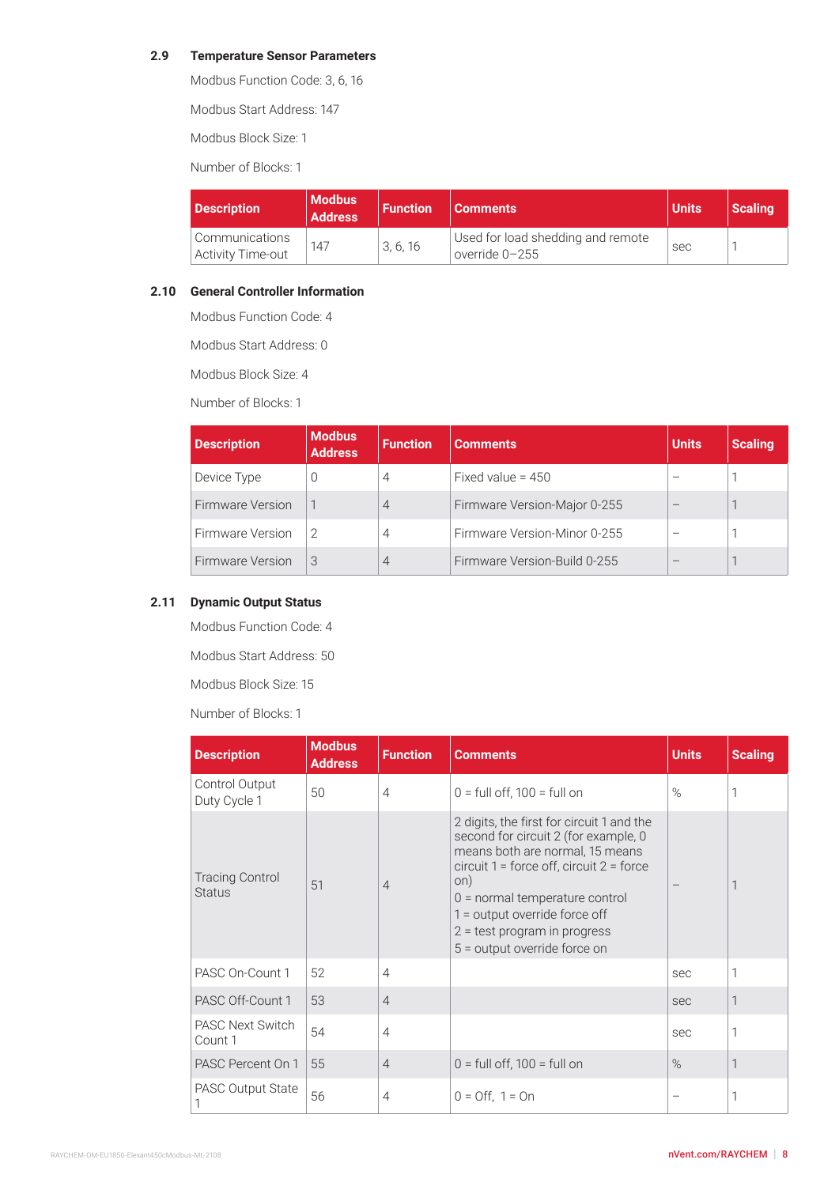### 2.9 Temperature Sensor Parameters

Modbus Function Code: 3, 6, 16

Modbus Start Address: 147

Modbus Block Size: 1

Number of Blocks: 1

| Description | Modbus Address | Function | Comments | Units | Scaling |
|---|---|---|---|---|---|
| Communications Activity Time-out | 147 | 3, 6, 16 | Used for load shedding and remote override 0–255 | sec | 1 |

### 2.10 General Controller Information

Modbus Function Code: 4

Modbus Start Address: 0

Modbus Block Size: 4

Number of Blocks: 1

| Description | Modbus Address | Function | Comments | Units | Scaling |
|---|---|---|---|---|---|
| Device Type | 0 | 4 | Fixed value = 450 | – | 1 |
| Firmware Version | 1 | 4 | Firmware Version-Major 0-255 | – | 1 |
| Firmware Version | 2 | 4 | Firmware Version-Minor 0-255 | – | 1 |
| Firmware Version | 3 | 4 | Firmware Version-Build 0-255 | – | 1 |

### 2.11 Dynamic Output Status

Modbus Function Code: 4

Modbus Start Address: 50

Modbus Block Size: 15

Number of Blocks: 1

| Description | Modbus Address | Function | Comments | Units | Scaling |
|---|---|---|---|---|---|
| Control Output Duty Cycle 1 | 50 | 4 | 0 = full off, 100 = full on | % | 1 |
| Tracing Control Status | 51 | 4 | 2 digits, the first for circuit 1 and the second for circuit 2 (for example, 0 means both are normal, 15 means circuit 1 = force off, circuit 2 = force on)<br>0 = normal temperature control<br>1 = output override force off<br>2 = test program in progress<br>5 = output override force on | – | 1 |
| PASC On-Count 1 | 52 | 4 | | sec | 1 |
| PASC Off-Count 1 | 53 | 4 | | sec | 1 |
| PASC Next Switch Count 1 | 54 | 4 | | sec | 1 |
| PASC Percent On 1 | 55 | 4 | 0 = full off, 100 = full on | % | 1 |
| PASC Output State 1 | 56 | 4 | 0 = Off, 1 = On | – | 1 |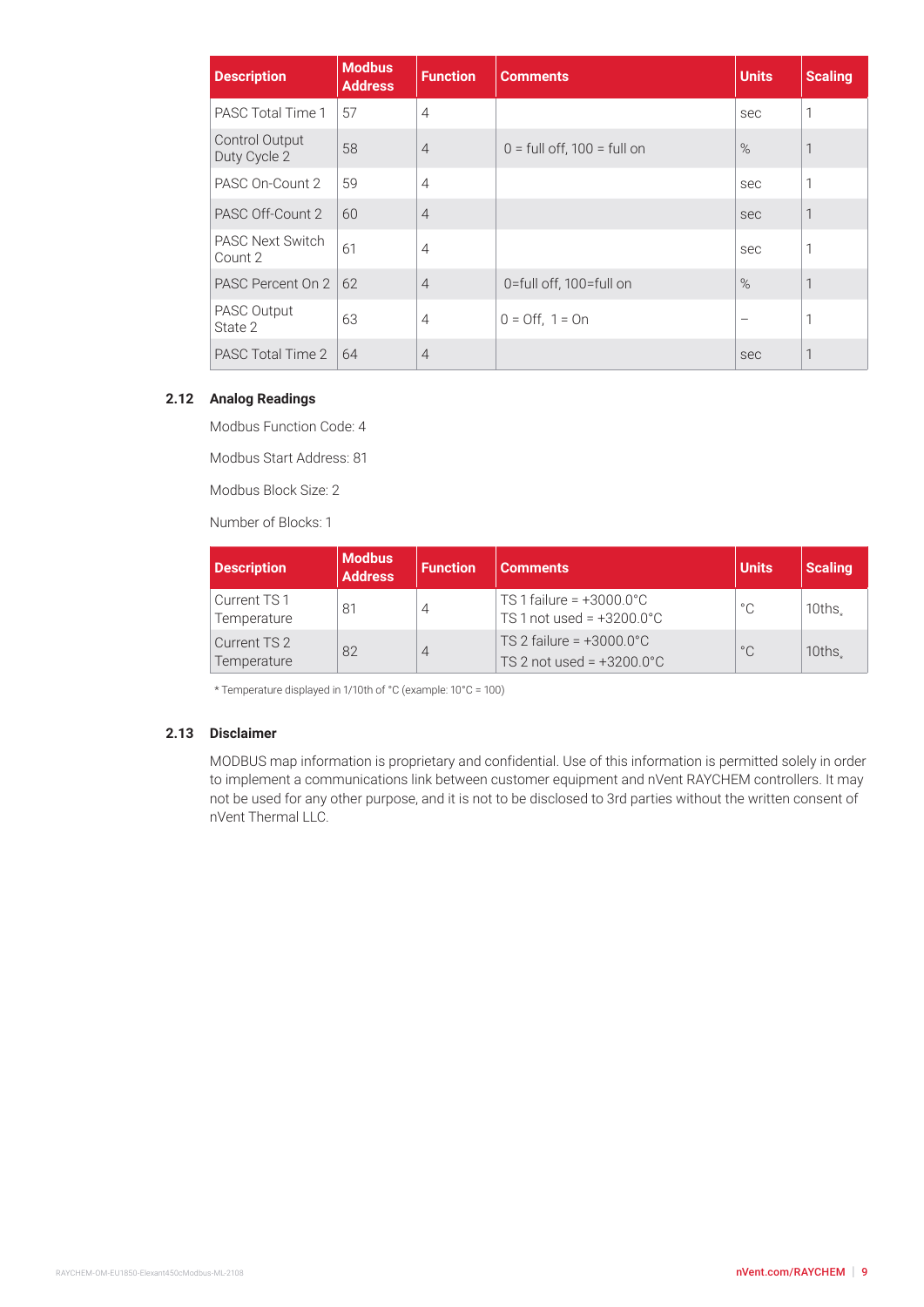| Description | Modbus Address | Function | Comments | Units | Scaling |
|---|---|---|---|---|---|
| PASC Total Time 1 | 57 | 4 | | sec | 1 |
| Control Output Duty Cycle 2 | 58 | 4 | 0 = full off, 100 = full on | % | 1 |
| PASC On-Count 2 | 59 | 4 | | sec | 1 |
| PASC Off-Count 2 | 60 | 4 | | sec | 1 |
| PASC Next Switch Count 2 | 61 | 4 | | sec | 1 |
| PASC Percent On 2 | 62 | 4 | 0=full off, 100=full on | % | 1 |
| PASC Output State 2 | 63 | 4 | 0 = Off, 1 = On | – | 1 |
| PASC Total Time 2 | 64 | 4 | | sec | 1 |

### 2.12 Analog Readings

Modbus Function Code: 4

Modbus Start Address: 81

Modbus Block Size: 2

Number of Blocks: 1

| Description | Modbus Address | Function | Comments | Units | Scaling |
|---|---|---|---|---|---|
| Current TS 1 Temperature | 81 | 4 | TS 1 failure = +3000.0°C<br>TS 1 not used = +3200.0°C | °C | 10ths* |
| Current TS 2 Temperature | 82 | 4 | TS 2 failure = +3000.0°C<br>TS 2 not used = +3200.0°C | °C | 10ths* |

* Temperature displayed in 1/10th of °C (example: 10°C = 100)

### 2.13 Disclaimer

MODBUS map information is proprietary and confidential. Use of this information is permitted solely in order to implement a communications link between customer equipment and nVent RAYCHEM controllers. It may not be used for any other purpose, and it is not to be disclosed to 3rd parties without the written consent of nVent Thermal LLC.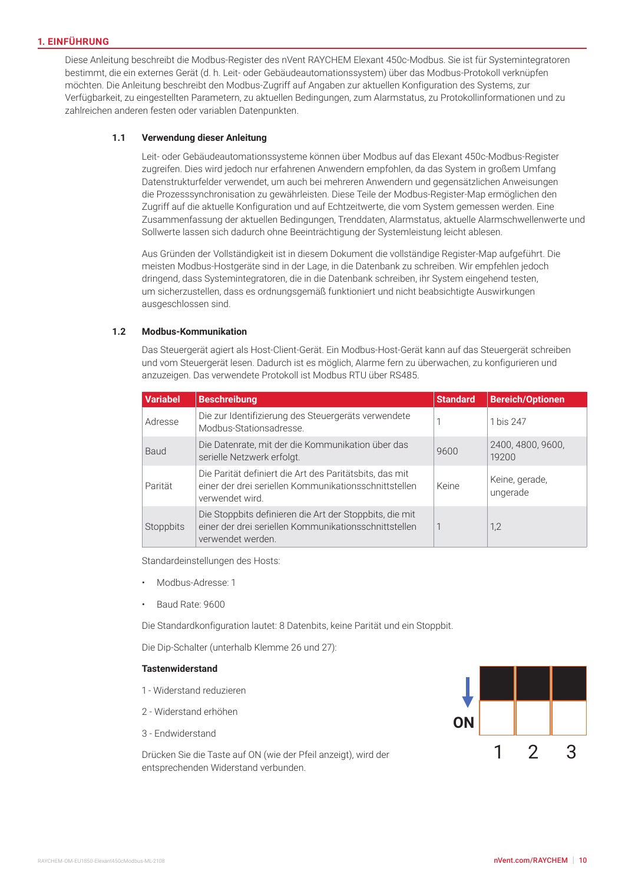## 1. EINFÜHRUNG

Diese Anleitung beschreibt die Modbus-Register des nVent RAYCHEM Elexant 450c-Modbus. Sie ist für Systemintegratoren bestimmt, die ein externes Gerät (d. h. Leit- oder Gebäudeautomationssystem) über das Modbus-Protokoll verknüpfen möchten. Die Anleitung beschreibt den Modbus-Zugriff auf Angaben zur aktuellen Konfiguration des Systems, zur Verfügbarkeit, zu eingestellten Parametern, zu aktuellen Bedingungen, zum Alarmstatus, zu Protokollinformationen und zu zahlreichen anderen festen oder variablen Datenpunkten.

### 1.1 Verwendung dieser Anleitung

Leit- oder Gebäudeautomationssysteme können über Modbus auf das Elexant 450c-Modbus-Register zugreifen. Dies wird jedoch nur erfahrenen Anwendern empfohlen, da das System in großem Umfang Datenstrukturfelder verwendet, um auch bei mehreren Anwendern und gegensätzlichen Anweisungen die Prozesssynchronisation zu gewährleisten. Diese Teile der Modbus-Register-Map ermöglichen den Zugriff auf die aktuelle Konfiguration und auf Echtzeitwerte, die vom System gemessen werden. Eine Zusammenfassung der aktuellen Bedingungen, Trenddaten, Alarmstatus, aktuelle Alarmschwellenwerte und Sollwerte lassen sich dadurch ohne Beeinträchtigung der Systemleistung leicht ablesen.

Aus Gründen der Vollständigkeit ist in diesem Dokument die vollständige Register-Map aufgeführt. Die meisten Modbus-Hostgeräte sind in der Lage, in die Datenbank zu schreiben. Wir empfehlen jedoch dringend, dass Systemintegratoren, die in die Datenbank schreiben, ihr System eingehend testen, um sicherzustellen, dass es ordnungsgemäß funktioniert und nicht beabsichtigte Auswirkungen ausgeschlossen sind.

### 1.2 Modbus-Kommunikation

Das Steuergerät agiert als Host-Client-Gerät. Ein Modbus-Host-Gerät kann auf das Steuergerät schreiben und vom Steuergerät lesen. Dadurch ist es möglich, Alarme fern zu überwachen, zu konfigurieren und anzuzeigen. Das verwendete Protokoll ist Modbus RTU über RS485.

| Variabel | Beschreibung | Standard | Bereich/Optionen |
|---|---|---|---|
| Adresse | Die zur Identifizierung des Steuergeräts verwendete Modbus-Stationsadresse. | 1 | 1 bis 247 |
| Baud | Die Datenrate, mit der die Kommunikation über das serielle Netzwerk erfolgt. | 9600 | 2400, 4800, 9600, 19200 |
| Parität | Die Parität definiert die Art des Paritätsbits, das mit einer der drei seriellen Kommunikationsschnittstellen verwendet wird. | Keine | Keine, gerade, ungerade |
| Stoppbits | Die Stoppbits definieren die Art der Stoppbits, die mit einer der drei seriellen Kommunikationsschnittstellen verwendet werden. | 1 | 1,2 |

Standardeinstellungen des Hosts:

- Modbus-Adresse: 1
- Baud Rate: 9600

Die Standardkonfiguration lautet: 8 Datenbits, keine Parität und ein Stoppbit.

Die Dip-Schalter (unterhalb Klemme 26 und 27):

**Tastenwiderstand**

1 - Widerstand reduzieren

2 - Widerstand erhöhen

3 - Endwiderstand

Drücken Sie die Taste auf ON (wie der Pfeil anzeigt), wird der entsprechenden Widerstand verbunden.

ON

1 2 3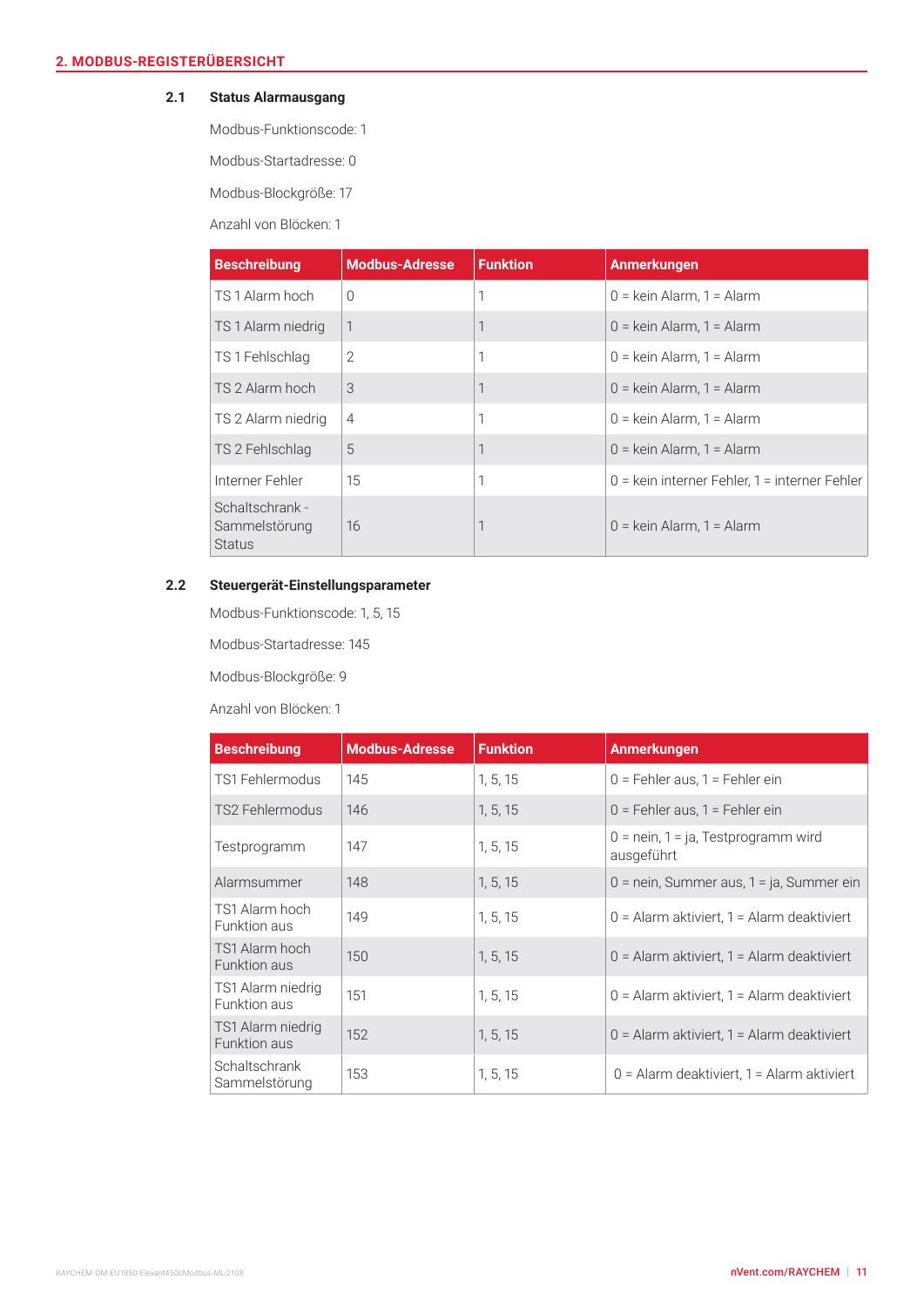## 2. MODBUS-REGISTERÜBERSICHT

### 2.1 Status Alarmausgang

Modbus-Funktionscode: 1

Modbus-Startadresse: 0

Modbus-Blockgröße: 17

Anzahl von Blöcken: 1

| Beschreibung | Modbus-Adresse | Funktion | Anmerkungen |
|---|---|---|---|
| TS 1 Alarm hoch | 0 | 1 | 0 = kein Alarm, 1 = Alarm |
| TS 1 Alarm niedrig | 1 | 1 | 0 = kein Alarm, 1 = Alarm |
| TS 1 Fehlschlag | 2 | 1 | 0 = kein Alarm, 1 = Alarm |
| TS 2 Alarm hoch | 3 | 1 | 0 = kein Alarm, 1 = Alarm |
| TS 2 Alarm niedrig | 4 | 1 | 0 = kein Alarm, 1 = Alarm |
| TS 2 Fehlschlag | 5 | 1 | 0 = kein Alarm, 1 = Alarm |
| Interner Fehler | 15 | 1 | 0 = kein interner Fehler, 1 = interner Fehler |
| Schaltschrank - Sammelstörung Status | 16 | 1 | 0 = kein Alarm, 1 = Alarm |

### 2.2 Steuergerät-Einstellungsparameter

Modbus-Funktionscode: 1, 5, 15

Modbus-Startadresse: 145

Modbus-Blockgröße: 9

Anzahl von Blöcken: 1

| Beschreibung | Modbus-Adresse | Funktion | Anmerkungen |
|---|---|---|---|
| TS1 Fehlermodus | 145 | 1, 5, 15 | 0 = Fehler aus, 1 = Fehler ein |
| TS2 Fehlermodus | 146 | 1, 5, 15 | 0 = Fehler aus, 1 = Fehler ein |
| Testprogramm | 147 | 1, 5, 15 | 0 = nein, 1 = ja, Testprogramm wird ausgeführt |
| Alarmsummer | 148 | 1, 5, 15 | 0 = nein, Summer aus, 1 = ja, Summer ein |
| TS1 Alarm hoch Funktion aus | 149 | 1, 5, 15 | 0 = Alarm aktiviert, 1 = Alarm deaktiviert |
| TS1 Alarm hoch Funktion aus | 150 | 1, 5, 15 | 0 = Alarm aktiviert, 1 = Alarm deaktiviert |
| TS1 Alarm niedrig Funktion aus | 151 | 1, 5, 15 | 0 = Alarm aktiviert, 1 = Alarm deaktiviert |
| TS1 Alarm niedrig Funktion aus | 152 | 1, 5, 15 | 0 = Alarm aktiviert, 1 = Alarm deaktiviert |
| Schaltschrank Sammelstörung | 153 | 1, 5, 15 | 0 = Alarm deaktiviert, 1 = Alarm aktiviert |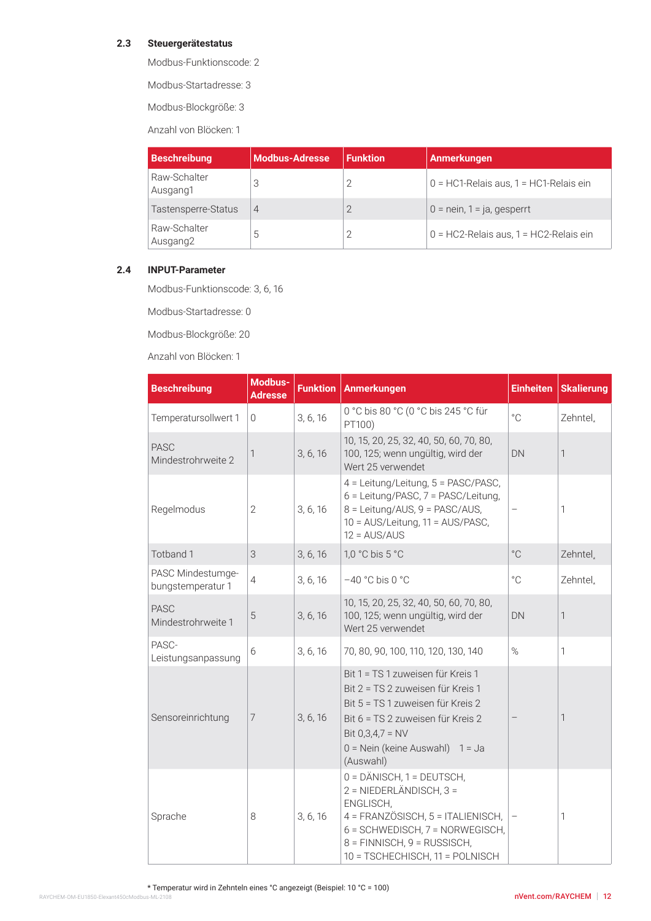## 2.3 Steuergerätestatus

Modbus-Funktionscode: 2

Modbus-Startadresse: 3

Modbus-Blockgröße: 3

Anzahl von Blöcken: 1

| Beschreibung | Modbus-Adresse | Funktion | Anmerkungen |
|---|---|---|---|
| Raw-Schalter Ausgang1 | 3 | 2 | 0 = HC1-Relais aus, 1 = HC1-Relais ein |
| Tastensperre-Status | 4 | 2 | 0 = nein, 1 = ja, gesperrt |
| Raw-Schalter Ausgang2 | 5 | 2 | 0 = HC2-Relais aus, 1 = HC2-Relais ein |

## 2.4 INPUT-Parameter

Modbus-Funktionscode: 3, 6, 16

Modbus-Startadresse: 0

Modbus-Blockgröße: 20

Anzahl von Blöcken: 1

| Beschreibung | Modbus-Adresse | Funktion | Anmerkungen | Einheiten | Skalierung |
|---|---|---|---|---|---|
| Temperatursollwert 1 | 0 | 3, 6, 16 | 0 °C bis 80 °C (0 °C bis 245 °C für PT100) | °C | Zehntel* |
| PASC Mindestrohrweite 2 | 1 | 3, 6, 16 | 10, 15, 20, 25, 32, 40, 50, 60, 70, 80, 100, 125; wenn ungültig, wird der Wert 25 verwendet | DN | 1 |
| Regelmodus | 2 | 3, 6, 16 | 4 = Leitung/Leitung, 5 = PASC/PASC, 6 = Leitung/PASC, 7 = PASC/Leitung, 8 = Leitung/AUS, 9 = PASC/AUS, 10 = AUS/Leitung, 11 = AUS/PASC, 12 = AUS/AUS | – | 1 |
| Totband 1 | 3 | 3, 6, 16 | 1,0 °C bis 5 °C | °C | Zehntel* |
| PASC Mindestumgebungstemperatur 1 | 4 | 3, 6, 16 | −40 °C bis 0 °C | °C | Zehntel* |
| PASC Mindestrohrweite 1 | 5 | 3, 6, 16 | 10, 15, 20, 25, 32, 40, 50, 60, 70, 80, 100, 125; wenn ungültig, wird der Wert 25 verwendet | DN | 1 |
| PASC-Leistungsanpassung | 6 | 3, 6, 16 | 70, 80, 90, 100, 110, 120, 130, 140 | % | 1 |
| Sensoreinrichtung | 7 | 3, 6, 16 | Bit 1 = TS 1 zuweisen für Kreis 1<br>Bit 2 = TS 2 zuweisen für Kreis 1<br>Bit 5 = TS 1 zuweisen für Kreis 2<br>Bit 6 = TS 2 zuweisen für Kreis 2<br>Bit 0,3,4,7 = NV<br>0 = Nein (keine Auswahl) 1 = Ja (Auswahl) | – | 1 |
| Sprache | 8 | 3, 6, 16 | 0 = DÄNISCH, 1 = DEUTSCH, 2 = NIEDERLÄNDISCH, 3 = ENGLISCH, 4 = FRANZÖSISCH, 5 = ITALIENISCH, 6 = SCHWEDISCH, 7 = NORWEGISCH, 8 = FINNISCH, 9 = RUSSISCH, 10 = TSCHECHISCH, 11 = POLNISCH | – | 1 |

* Temperatur wird in Zehnteln eines °C angezeigt (Beispiel: 10 °C = 100)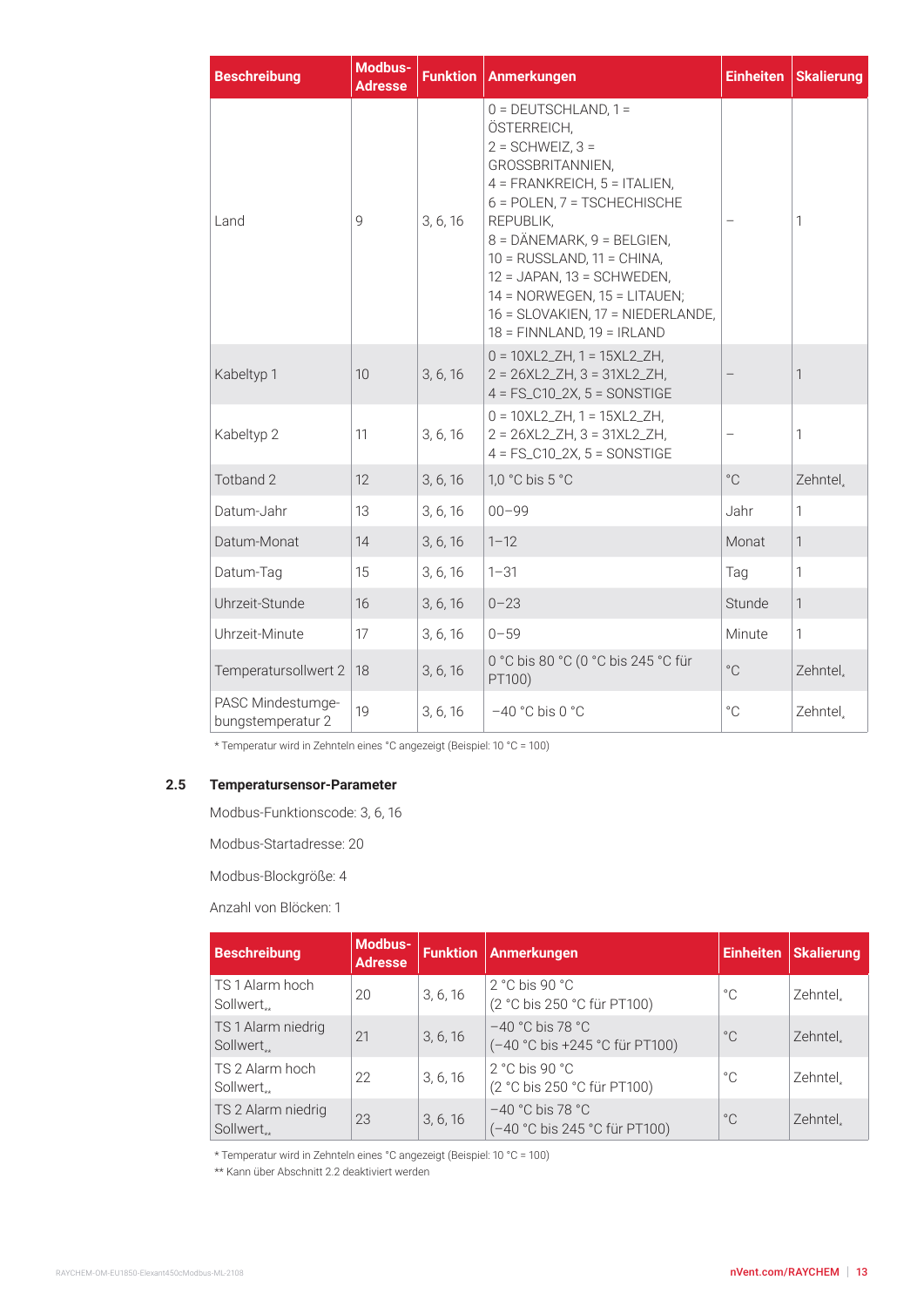| Beschreibung | Modbus-Adresse | Funktion | Anmerkungen | Einheiten | Skalierung |
|---|---|---|---|---|---|
| Land | 9 | 3, 6, 16 | 0 = DEUTSCHLAND, 1 = ÖSTERREICH, 2 = SCHWEIZ, 3 = GROSSBRITANNIEN, 4 = FRANKREICH, 5 = ITALIEN, 6 = POLEN, 7 = TSCHECHISCHE REPUBLIK, 8 = DÄNEMARK, 9 = BELGIEN, 10 = RUSSLAND, 11 = CHINA, 12 = JAPAN, 13 = SCHWEDEN, 14 = NORWEGEN, 15 = LITAUEN; 16 = SLOVAKIEN, 17 = NIEDERLANDE, 18 = FINNLAND, 19 = IRLAND | – | 1 |
| Kabeltyp 1 | 10 | 3, 6, 16 | 0 = 10XL2_ZH, 1 = 15XL2_ZH, 2 = 26XL2_ZH, 3 = 31XL2_ZH, 4 = FS_C10_2X, 5 = SONSTIGE | – | 1 |
| Kabeltyp 2 | 11 | 3, 6, 16 | 0 = 10XL2_ZH, 1 = 15XL2_ZH, 2 = 26XL2_ZH, 3 = 31XL2_ZH, 4 = FS_C10_2X, 5 = SONSTIGE | – | 1 |
| Totband 2 | 12 | 3, 6, 16 | 1,0 °C bis 5 °C | °C | Zehntel* |
| Datum-Jahr | 13 | 3, 6, 16 | 00–99 | Jahr | 1 |
| Datum-Monat | 14 | 3, 6, 16 | 1–12 | Monat | 1 |
| Datum-Tag | 15 | 3, 6, 16 | 1–31 | Tag | 1 |
| Uhrzeit-Stunde | 16 | 3, 6, 16 | 0–23 | Stunde | 1 |
| Uhrzeit-Minute | 17 | 3, 6, 16 | 0–59 | Minute | 1 |
| Temperatursollwert 2 | 18 | 3, 6, 16 | 0 °C bis 80 °C (0 °C bis 245 °C für PT100) | °C | Zehntel* |
| PASC Mindestumgebungstemperatur 2 | 19 | 3, 6, 16 | –40 °C bis 0 °C | °C | Zehntel* |

\* Temperatur wird in Zehnteln eines °C angezeigt (Beispiel: 10 °C = 100)

## 2.5 Temperatursensor-Parameter

Modbus-Funktionscode: 3, 6, 16

Modbus-Startadresse: 20

Modbus-Blockgröße: 4

Anzahl von Blöcken: 1

| Beschreibung | Modbus-Adresse | Funktion | Anmerkungen | Einheiten | Skalierung |
|---|---|---|---|---|---|
| TS 1 Alarm hoch Sollwert** | 20 | 3, 6, 16 | 2 °C bis 90 °C (2 °C bis 250 °C für PT100) | °C | Zehntel* |
| TS 1 Alarm niedrig Sollwert** | 21 | 3, 6, 16 | –40 °C bis 78 °C (–40 °C bis +245 °C für PT100) | °C | Zehntel* |
| TS 2 Alarm hoch Sollwert** | 22 | 3, 6, 16 | 2 °C bis 90 °C (2 °C bis 250 °C für PT100) | °C | Zehntel* |
| TS 2 Alarm niedrig Sollwert** | 23 | 3, 6, 16 | –40 °C bis 78 °C (–40 °C bis 245 °C für PT100) | °C | Zehntel* |

\* Temperatur wird in Zehnteln eines °C angezeigt (Beispiel: 10 °C = 100)

\** Kann über Abschnitt 2.2 deaktiviert werden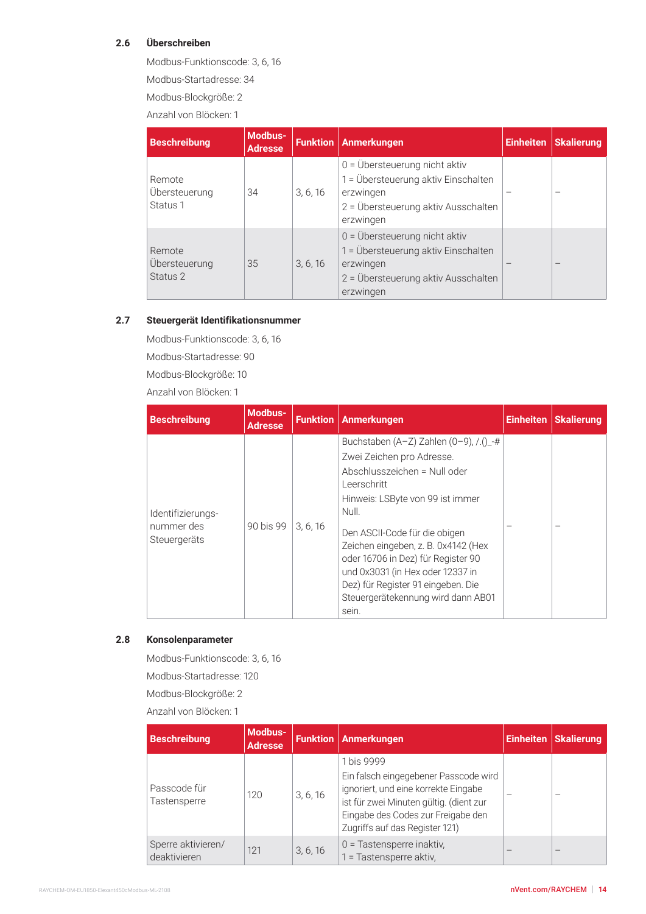## 2.6 Überschreiben

Modbus-Funktionscode: 3, 6, 16

Modbus-Startadresse: 34

Modbus-Blockgröße: 2

Anzahl von Blöcken: 1

| Beschreibung | Modbus-Adresse | Funktion | Anmerkungen | Einheiten | Skalierung |
|---|---|---|---|---|---|
| Remote Übersteuerung Status 1 | 34 | 3, 6, 16 | 0 = Übersteuerung nicht aktiv<br>1 = Übersteuerung aktiv Einschalten erzwingen<br>2 = Übersteuerung aktiv Ausschalten erzwingen | – | – |
| Remote Übersteuerung Status 2 | 35 | 3, 6, 16 | 0 = Übersteuerung nicht aktiv<br>1 = Übersteuerung aktiv Einschalten erzwingen<br>2 = Übersteuerung aktiv Ausschalten erzwingen | – | – |

## 2.7 Steuergerät Identifikationsnummer

Modbus-Funktionscode: 3, 6, 16

Modbus-Startadresse: 90

Modbus-Blockgröße: 10

Anzahl von Blöcken: 1

| Beschreibung | Modbus-Adresse | Funktion | Anmerkungen | Einheiten | Skalierung |
|---|---|---|---|---|---|
| Identifizierungs-nummer des Steuergeräts | 90 bis 99 | 3, 6, 16 | Buchstaben (A–Z) Zahlen (0–9), /.()_-#<br>Zwei Zeichen pro Adresse.<br>Abschlusszeichen = Null oder Leerschritt<br>Hinweis: LSByte von 99 ist immer Null.<br>Den ASCII-Code für die obigen Zeichen eingeben, z. B. 0x4142 (Hex oder 16706 in Dez) für Register 90 und 0x3031 (in Hex oder 12337 in Dez) für Register 91 eingeben. Die Steuergerätekennung wird dann AB01 sein. | – | – |

## 2.8 Konsolenparameter

Modbus-Funktionscode: 3, 6, 16

Modbus-Startadresse: 120

Modbus-Blockgröße: 2

Anzahl von Blöcken: 1

| Beschreibung | Modbus-Adresse | Funktion | Anmerkungen | Einheiten | Skalierung |
|---|---|---|---|---|---|
| Passcode für Tastensperre | 120 | 3, 6, 16 | 1 bis 9999<br>Ein falsch eingegebener Passcode wird ignoriert, und eine korrekte Eingabe ist für zwei Minuten gültig. (dient zur Eingabe des Codes zur Freigabe den Zugriffs auf das Register 121) | – | – |
| Sperre aktivieren/ deaktivieren | 121 | 3, 6, 16 | 0 = Tastensperre inaktiv,<br>1 = Tastensperre aktiv, | – | – |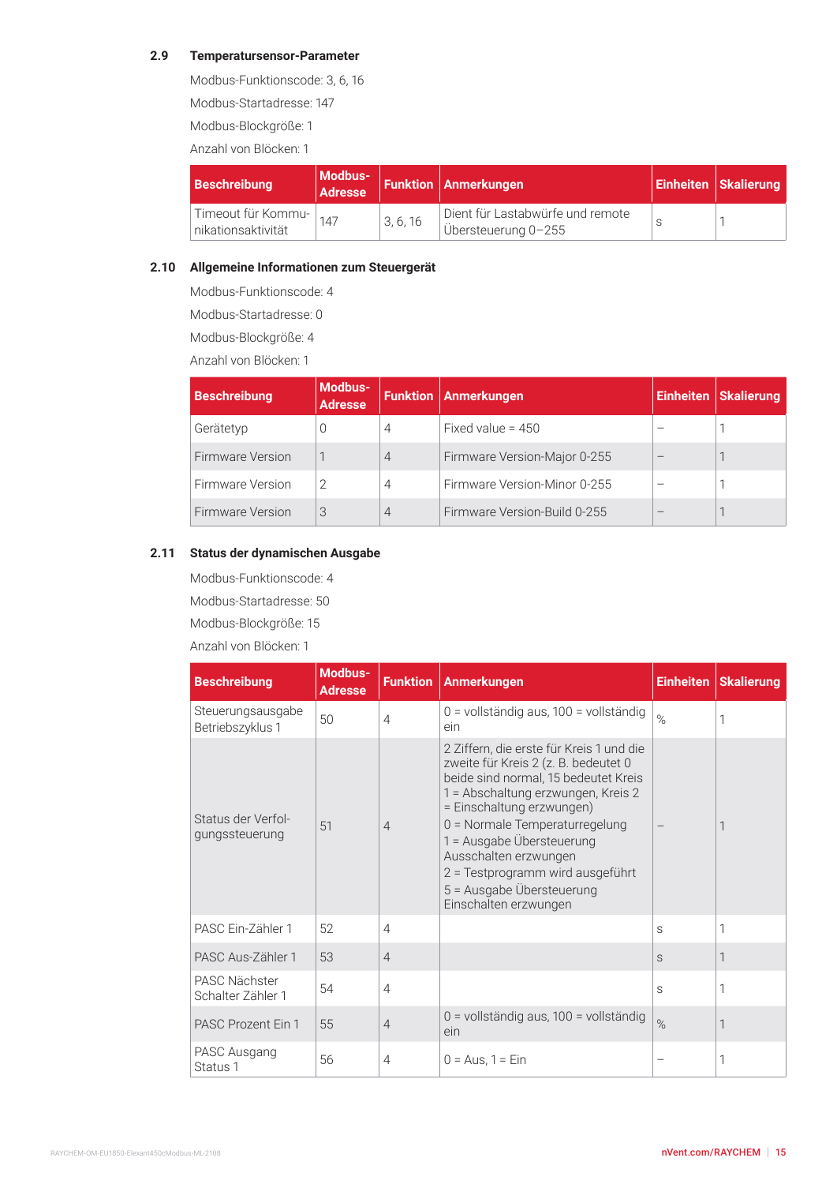## 2.9 Temperatursensor-Parameter

Modbus-Funktionscode: 3, 6, 16

Modbus-Startadresse: 147

Modbus-Blockgröße: 1

Anzahl von Blöcken: 1

| Beschreibung | Modbus-Adresse | Funktion | Anmerkungen | Einheiten | Skalierung |
|---|---|---|---|---|---|
| Timeout für Kommunikationsaktivität | 147 | 3, 6, 16 | Dient für Lastabwürfe und remote Übersteuerung 0–255 | s | 1 |

## 2.10 Allgemeine Informationen zum Steuergerät

Modbus-Funktionscode: 4

Modbus-Startadresse: 0

Modbus-Blockgröße: 4

Anzahl von Blöcken: 1

| Beschreibung | Modbus-Adresse | Funktion | Anmerkungen | Einheiten | Skalierung |
|---|---|---|---|---|---|
| Gerätetyp | 0 | 4 | Fixed value = 450 | – | 1 |
| Firmware Version | 1 | 4 | Firmware Version-Major 0-255 | – | 1 |
| Firmware Version | 2 | 4 | Firmware Version-Minor 0-255 | – | 1 |
| Firmware Version | 3 | 4 | Firmware Version-Build 0-255 | – | 1 |

## 2.11 Status der dynamischen Ausgabe

Modbus-Funktionscode: 4

Modbus-Startadresse: 50

Modbus-Blockgröße: 15

Anzahl von Blöcken: 1

| Beschreibung | Modbus-Adresse | Funktion | Anmerkungen | Einheiten | Skalierung |
|---|---|---|---|---|---|
| Steuerungsausgabe Betriebszyklus 1 | 50 | 4 | 0 = vollständig aus, 100 = vollständig ein | % | 1 |
| Status der Verfolgungssteuerung | 51 | 4 | 2 Ziffern, die erste für Kreis 1 und die zweite für Kreis 2 (z. B. bedeutet 0 beide sind normal, 15 bedeutet Kreis 1 = Abschaltung erzwungen, Kreis 2 = Einschaltung erzwungen)<br>0 = Normale Temperaturregelung<br>1 = Ausgabe Übersteuerung Ausschalten erzwungen<br>2 = Testprogramm wird ausgeführt<br>5 = Ausgabe Übersteuerung Einschalten erzwungen | – | 1 |
| PASC Ein-Zähler 1 | 52 | 4 | | s | 1 |
| PASC Aus-Zähler 1 | 53 | 4 | | s | 1 |
| PASC Nächster Schalter Zähler 1 | 54 | 4 | | s | 1 |
| PASC Prozent Ein 1 | 55 | 4 | 0 = vollständig aus, 100 = vollständig ein | % | 1 |
| PASC Ausgang Status 1 | 56 | 4 | 0 = Aus, 1 = Ein | – | 1 |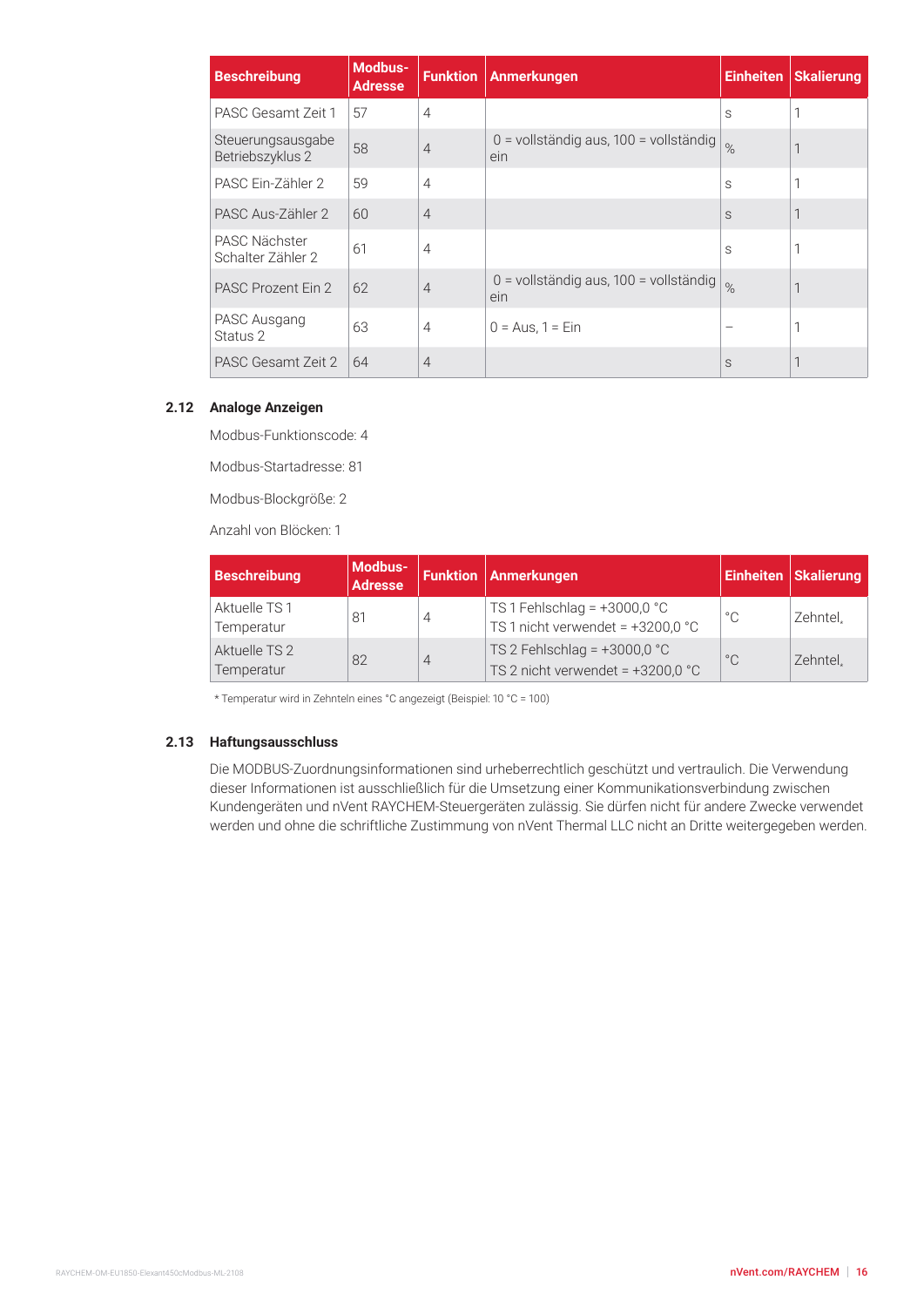| Beschreibung | Modbus-Adresse | Funktion | Anmerkungen | Einheiten | Skalierung |
|---|---|---|---|---|---|
| PASC Gesamt Zeit 1 | 57 | 4 | | s | 1 |
| Steuerungsausgabe Betriebszyklus 2 | 58 | 4 | 0 = vollständig aus, 100 = vollständig ein | % | 1 |
| PASC Ein-Zähler 2 | 59 | 4 | | s | 1 |
| PASC Aus-Zähler 2 | 60 | 4 | | s | 1 |
| PASC Nächster Schalter Zähler 2 | 61 | 4 | | s | 1 |
| PASC Prozent Ein 2 | 62 | 4 | 0 = vollständig aus, 100 = vollständig ein | % | 1 |
| PASC Ausgang Status 2 | 63 | 4 | 0 = Aus, 1 = Ein | – | 1 |
| PASC Gesamt Zeit 2 | 64 | 4 | | s | 1 |

### 2.12 Analoge Anzeigen

Modbus-Funktionscode: 4

Modbus-Startadresse: 81

Modbus-Blockgröße: 2

Anzahl von Blöcken: 1

| Beschreibung | Modbus-Adresse | Funktion | Anmerkungen | Einheiten | Skalierung |
|---|---|---|---|---|---|
| Aktuelle TS 1 Temperatur | 81 | 4 | TS 1 Fehlschlag = +3000,0 °C<br>TS 1 nicht verwendet = +3200,0 °C | °C | Zehntel* |
| Aktuelle TS 2 Temperatur | 82 | 4 | TS 2 Fehlschlag = +3000,0 °C<br>TS 2 nicht verwendet = +3200,0 °C | °C | Zehntel* |

* Temperatur wird in Zehnteln eines °C angezeigt (Beispiel: 10 °C = 100)

### 2.13 Haftungsausschluss

Die MODBUS-Zuordnungsinformationen sind urheberrechtlich geschützt und vertraulich. Die Verwendung dieser Informationen ist ausschließlich für die Umsetzung einer Kommunikationsverbindung zwischen Kundengeräten und nVent RAYCHEM-Steuergeräten zulässig. Sie dürfen nicht für andere Zwecke verwendet werden und ohne die schriftliche Zustimmung von nVent Thermal LLC nicht an Dritte weitergegeben werden.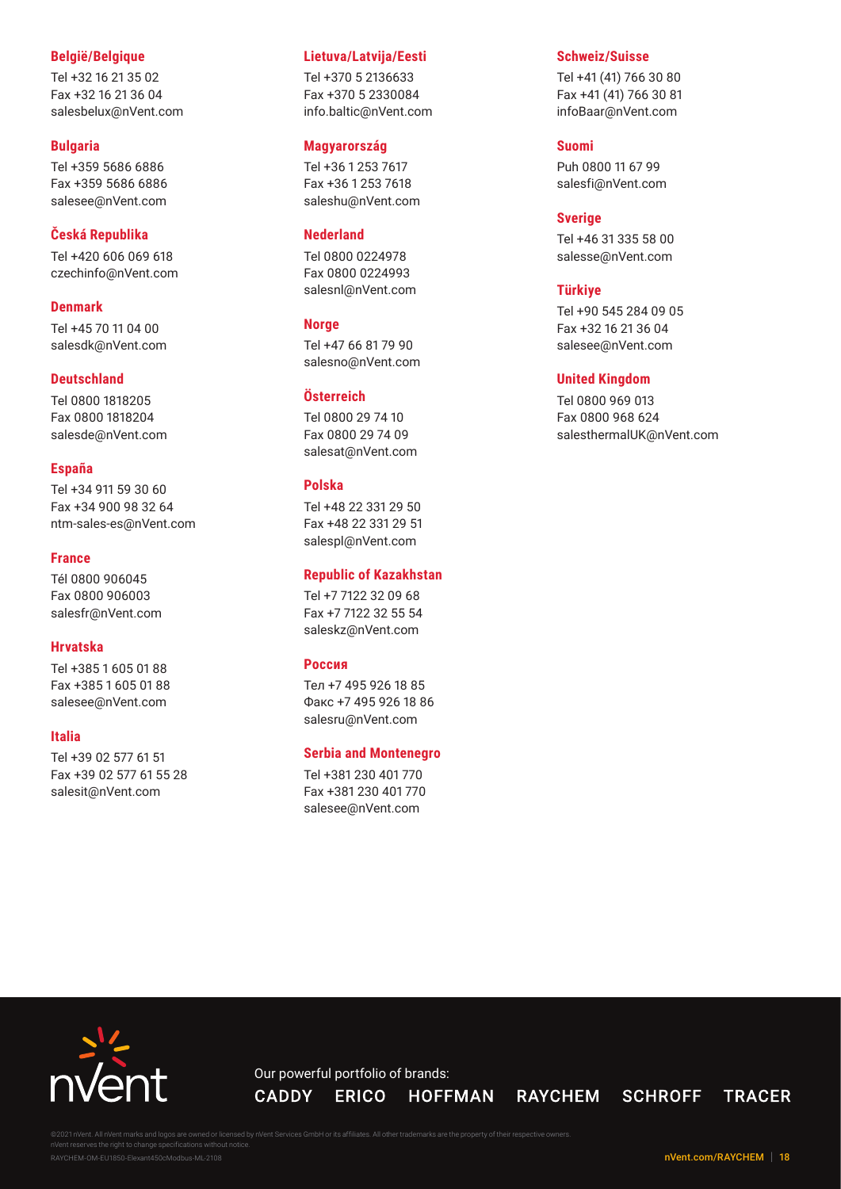**België/Belgique**

Tel +32 16 21 35 02
Fax +32 16 21 36 04
salesbelux@nVent.com

**Bulgaria**

Tel +359 5686 6886
Fax +359 5686 6886
salesee@nVent.com

**Česká Republika**

Tel +420 606 069 618
czechinfo@nVent.com

**Denmark**

Tel +45 70 11 04 00
salesdk@nVent.com

**Deutschland**

Tel 0800 1818205
Fax 0800 1818204
salesde@nVent.com

**España**

Tel +34 911 59 30 60
Fax +34 900 98 32 64
ntm-sales-es@nVent.com

**France**

Tél 0800 906045
Fax 0800 906003
salesfr@nVent.com

**Hrvatska**

Tel +385 1 605 01 88
Fax +385 1 605 01 88
salesee@nVent.com

**Italia**

Tel +39 02 577 61 51
Fax +39 02 577 61 55 28
salesit@nVent.com

**Lietuva/Latvija/Eesti**

Tel +370 5 2136633
Fax +370 5 2330084
info.baltic@nVent.com

**Magyarország**

Tel +36 1 253 7617
Fax +36 1 253 7618
saleshu@nVent.com

**Nederland**

Tel 0800 0224978
Fax 0800 0224993
salesnl@nVent.com

**Norge**

Tel +47 66 81 79 90
salesno@nVent.com

**Österreich**

Tel 0800 29 74 10
Fax 0800 29 74 09
salesat@nVent.com

**Polska**

Tel +48 22 331 29 50
Fax +48 22 331 29 51
salespl@nVent.com

**Republic of Kazakhstan**

Tel +7 7122 32 09 68
Fax +7 7122 32 55 54
saleskz@nVent.com

**Россия**

Тел +7 495 926 18 85
Факс +7 495 926 18 86
salesru@nVent.com

**Serbia and Montenegro**

Tel +381 230 401 770
Fax +381 230 401 770
salesee@nVent.com

**Schweiz/Suisse**

Tel +41 (41) 766 30 80
Fax +41 (41) 766 30 81
infoBaar@nVent.com

**Suomi**

Puh 0800 11 67 99
salesfi@nVent.com

**Sverige**

Tel +46 31 335 58 00
salesse@nVent.com

**Türkiye**

Tel +90 545 284 09 05
Fax +32 16 21 36 04
salesee@nVent.com

**United Kingdom**

Tel 0800 969 013
Fax 0800 968 624
salesthermalUK@nVent.com

nVent

Our powerful portfolio of brands:
CADDY ERICO HOFFMAN RAYCHEM SCHROFF TRACER

©2021 nVent. All nVent marks and logos are owned or licensed by nVent Services GmbH or its affiliates. All other trademarks are the property of their respective owners.
nVent reserves the right to change specifications without notice.

RAYCHEM-OM-EU1850-Elexant450cModbus-ML-2108

nVent.com/RAYCHEM